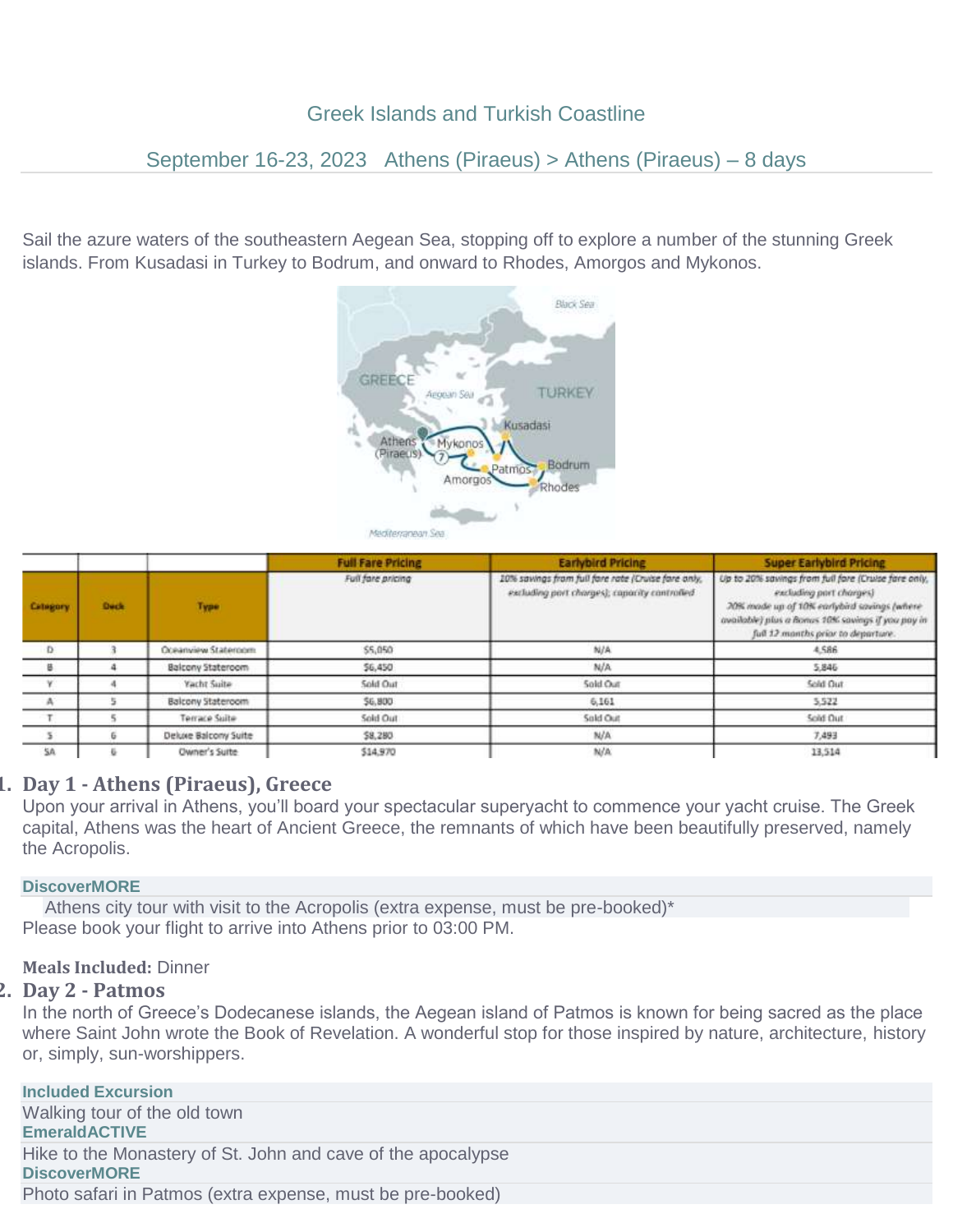# Greek Islands and Turkish Coastline

## September 16-23, 2023 Athens (Piraeus) > Athens (Piraeus) – 8 days

Sail the azure waters of the southeastern Aegean Sea, stopping off to explore a number of the stunning Greek islands. From Kusadasi in Turkey to Bodrum, and onward to Rhodes, Amorgos and Mykonos.

| Category | Deck | Type | Full Fare Pricing | Earlybird Pricing | Super Earlybird Pricing |
|---|---|---|---|---|---|
| | | | Full fare pricing | 10% savings from full fare rate (Cruise fare only, excluding port charges); capacity controlled | Up to 20% savings from full fare (Cruise fare only, excluding port charges) 20% made up of 10% earlybird savings (where available) plus a Bonus 10% savings if you pay in full 12 months prior to departure. |
| D | 3 | Oceanview Stateroom | $5,050 | N/A | 4,586 |
| B | 4 | Balcony Stateroom | $6,450 | N/A | 5,846 |
| Y | 4 | Yacht Suite | Sold Out | Sold Out | Sold Out |
| A | 5 | Balcony Stateroom | $6,800 | 6,161 | 5,522 |
| T | 5 | Terrace Suite | Sold Out | Sold Out | Sold Out |
| S | 6 | Deluxe Balcony Suite | $8,280 | N/A | 7,493 |
| SA | 6 | Owner's Suite | $14,970 | N/A | 13,514 |

1. **Day 1 - Athens (Piraeus), Greece**

Upon your arrival in Athens, you'll board your spectacular superyacht to commence your yacht cruise. The Greek capital, Athens was the heart of Ancient Greece, the remnants of which have been beautifully preserved, namely the Acropolis.

**DiscoverMORE**

Athens city tour with visit to the Acropolis (extra expense, must be pre-booked)*

Please book your flight to arrive into Athens prior to 03:00 PM.

**Meals Included:** Dinner

2. **Day 2 - Patmos**

In the north of Greece's Dodecanese islands, the Aegean island of Patmos is known for being sacred as the place where Saint John wrote the Book of Revelation. A wonderful stop for those inspired by nature, architecture, history or, simply, sun-worshippers.

**Included Excursion**

Walking tour of the old town

**EmeraldACTIVE**

Hike to the Monastery of St. John and cave of the apocalypse

**DiscoverMORE**

Photo safari in Patmos (extra expense, must be pre-booked)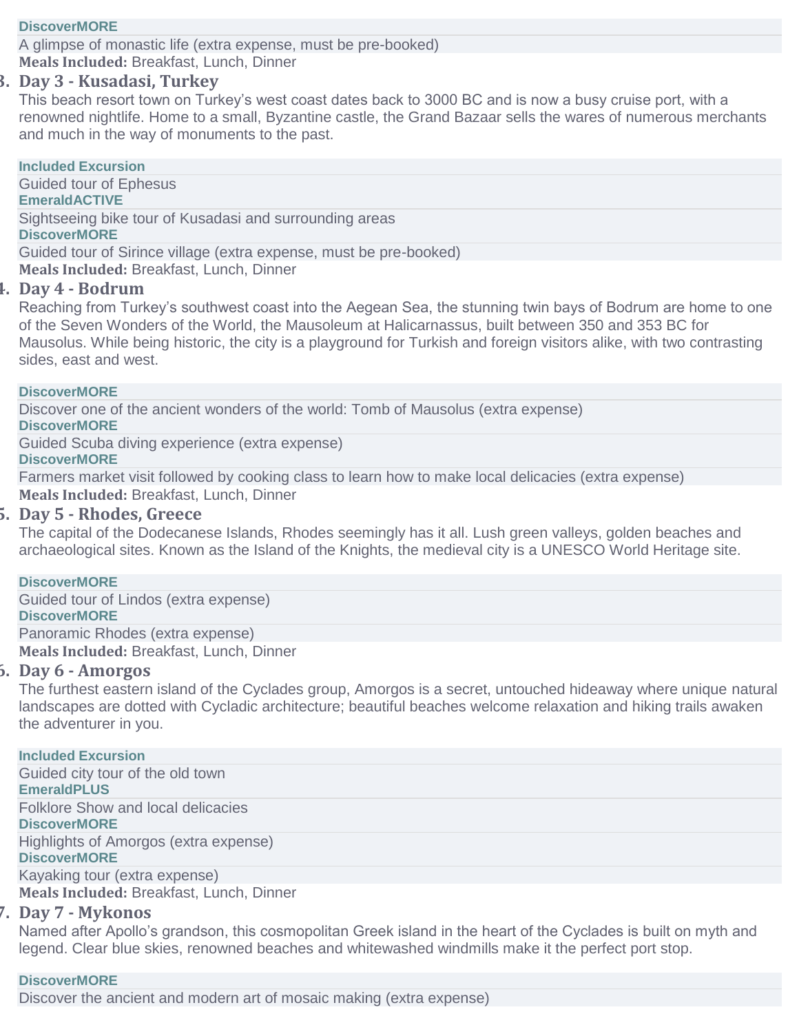**DiscoverMORE**

A glimpse of monastic life (extra expense, must be pre-booked)

**Meals Included:** Breakfast, Lunch, Dinner

3. **Day 3 - Kusadasi, Turkey**

This beach resort town on Turkey's west coast dates back to 3000 BC and is now a busy cruise port, with a renowned nightlife. Home to a small, Byzantine castle, the Grand Bazaar sells the wares of numerous merchants and much in the way of monuments to the past.

**Included Excursion**

Guided tour of Ephesus

**EmeraldACTIVE**

Sightseeing bike tour of Kusadasi and surrounding areas

**DiscoverMORE**

Guided tour of Sirince village (extra expense, must be pre-booked)

**Meals Included:** Breakfast, Lunch, Dinner

4. **Day 4 - Bodrum**

Reaching from Turkey's southwest coast into the Aegean Sea, the stunning twin bays of Bodrum are home to one of the Seven Wonders of the World, the Mausoleum at Halicarnassus, built between 350 and 353 BC for Mausolus. While being historic, the city is a playground for Turkish and foreign visitors alike, with two contrasting sides, east and west.

**DiscoverMORE**

Discover one of the ancient wonders of the world: Tomb of Mausolus (extra expense)

**DiscoverMORE**

Guided Scuba diving experience (extra expense)

**DiscoverMORE**

Farmers market visit followed by cooking class to learn how to make local delicacies (extra expense)

**Meals Included:** Breakfast, Lunch, Dinner

5. **Day 5 - Rhodes, Greece**

The capital of the Dodecanese Islands, Rhodes seemingly has it all. Lush green valleys, golden beaches and archaeological sites. Known as the Island of the Knights, the medieval city is a UNESCO World Heritage site.

**DiscoverMORE**

Guided tour of Lindos (extra expense)

**DiscoverMORE**

Panoramic Rhodes (extra expense)

**Meals Included:** Breakfast, Lunch, Dinner

6. **Day 6 - Amorgos**

The furthest eastern island of the Cyclades group, Amorgos is a secret, untouched hideaway where unique natural landscapes are dotted with Cycladic architecture; beautiful beaches welcome relaxation and hiking trails awaken the adventurer in you.

**Included Excursion**

Guided city tour of the old town

**EmeraldPLUS**

Folklore Show and local delicacies

**DiscoverMORE**

Highlights of Amorgos (extra expense)

**DiscoverMORE**

Kayaking tour (extra expense)

**Meals Included:** Breakfast, Lunch, Dinner

7. **Day 7 - Mykonos**

Named after Apollo's grandson, this cosmopolitan Greek island in the heart of the Cyclades is built on myth and legend. Clear blue skies, renowned beaches and whitewashed windmills make it the perfect port stop.

**DiscoverMORE**

Discover the ancient and modern art of mosaic making (extra expense)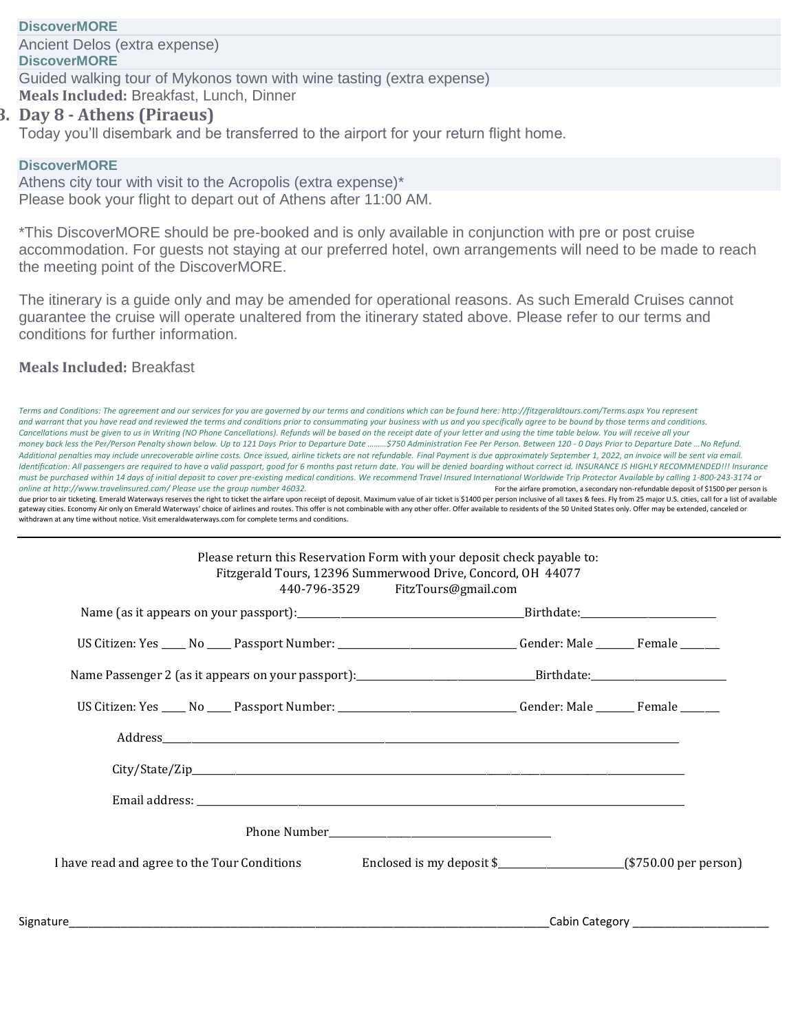**DiscoverMORE**

Ancient Delos (extra expense)

**DiscoverMORE**

Guided walking tour of Mykonos town with wine tasting (extra expense)

**Meals Included:** Breakfast, Lunch, Dinner

## 8. Day 8 - Athens (Piraeus)

Today you'll disembark and be transferred to the airport for your return flight home.

**DiscoverMORE**

Athens city tour with visit to the Acropolis (extra expense)*

Please book your flight to depart out of Athens after 11:00 AM.

*This DiscoverMORE should be pre-booked and is only available in conjunction with pre or post cruise accommodation. For guests not staying at our preferred hotel, own arrangements will need to be made to reach the meeting point of the DiscoverMORE.

The itinerary is a guide only and may be amended for operational reasons. As such Emerald Cruises cannot guarantee the cruise will operate unaltered from the itinerary stated above. Please refer to our terms and conditions for further information.

**Meals Included:** Breakfast

*Terms and Conditions: The agreement and our services for you are governed by our terms and conditions which can be found here: http://fitzgeraldtours.com/Terms.aspx You represent and warrant that you have read and reviewed the terms and conditions prior to consummating your business with us and you specifically agree to be bound by those terms and conditions. Cancellations must be given to us in Writing (NO Phone Cancellations). Refunds will be based on the receipt date of your letter and using the time table below. You will receive all your money back less the Per/Person Penalty shown below. Up to 121 Days Prior to Departure Date ………$750 Administration Fee Per Person. Between 120 - 0 Days Prior to Departure Date …No Refund. Additional penalties may include unrecoverable airline costs. Once issued, airline tickets are not refundable. Final Payment is due approximately September 1, 2022, an invoice will be sent via email. Identification: All passengers are required to have a valid passport, good for 6 months past return date. You will be denied boarding without correct id. INSURANCE IS HIGHLY RECOMMENDED!!! Insurance must be purchased within 14 days of initial deposit to cover pre-existing medical conditions. We recommend Travel Insured International Worldwide Trip Protector Available by calling 1-800-243-3174 or online at http://www.travelinsured.com/ Please use the group number 46032.* For the airfare promotion, a secondary non-refundable deposit of $1500 per person is due prior to air ticketing. Emerald Waterways reserves the right to ticket the airfare upon receipt of deposit. Maximum value of air ticket is $1400 per person inclusive of all taxes & fees. Fly from 25 major U.S. cities, call for a list of available gateway cities. Economy Air only on Emerald Waterways' choice of airlines and routes. This offer is not combinable with any other offer. Offer available to residents of the 50 United States only. Offer may be extended, canceled or withdrawn at any time without notice. Visit emeraldwaterways.com for complete terms and conditions.

---

Please return this Reservation Form with your deposit check payable to:
Fitzgerald Tours, 12396 Summerwood Drive, Concord, OH 44077
440-796-3529 FitzTours@gmail.com

Name (as it appears on your passport):________________________________________Birthdate:________________________

US Citizen: Yes _____ No _____ Passport Number: ________________________________ Gender: Male _______ Female _______

Name Passenger 2 (as it appears on your passport):________________________________Birthdate:________________________

US Citizen: Yes _____ No _____ Passport Number: ________________________________ Gender: Male _______ Female _______

Address______________________________________________________________________________________________

City/State/Zip_________________________________________________________________________________________

Email address: ________________________________________________________________________________________

Phone Number__________________________________________

I have read and agree to the Tour Conditions Enclosed is my deposit $_______________________($750.00 per person)

Signature________________________________________________________________________________Cabin Category _______________________